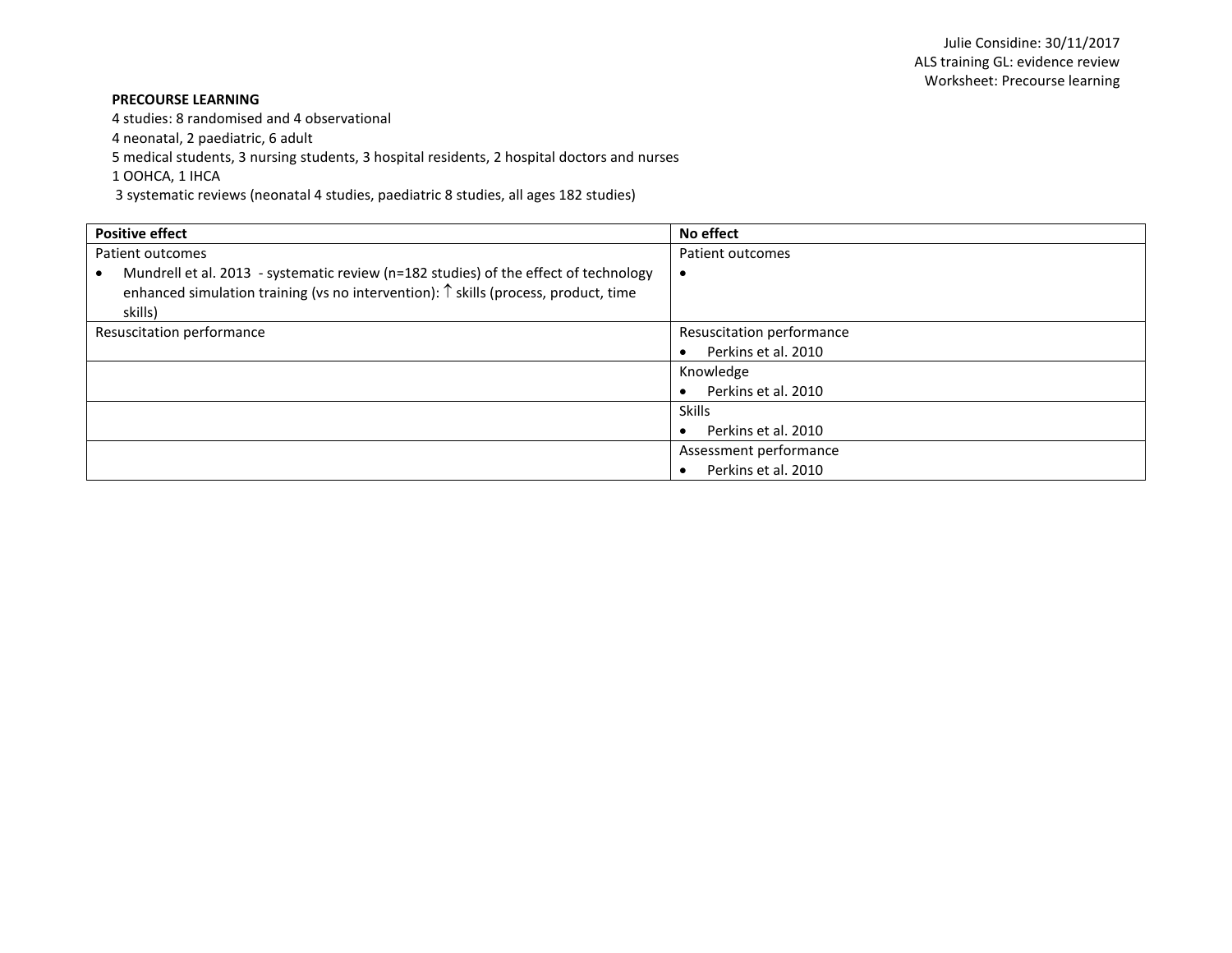Julie Considine: 30/11/2017
ALS training GL: evidence review
Worksheet: Precourse learning

**PRECOURSE LEARNING**

4 studies: 8 randomised and 4 observational
4 neonatal, 2 paediatric, 6 adult
5 medical students, 3 nursing students, 3 hospital residents, 2 hospital doctors and nurses
1 OOHCA, 1 IHCA
3 systematic reviews (neonatal 4 studies, paediatric 8 studies, all ages 182 studies)

| **Positive effect** | **No effect** |
|---|---|
| Patient outcomes<br>• Mundrell et al. 2013 - systematic review (n=182 studies) of the effect of technology enhanced simulation training (vs no intervention): ↑ skills (process, product, time skills) | Patient outcomes<br>• |
| Resuscitation performance | Resuscitation performance<br>• Perkins et al. 2010 |
| | Knowledge<br>• Perkins et al. 2010 |
| | Skills<br>• Perkins et al. 2010 |
| | Assessment performance<br>• Perkins et al. 2010 |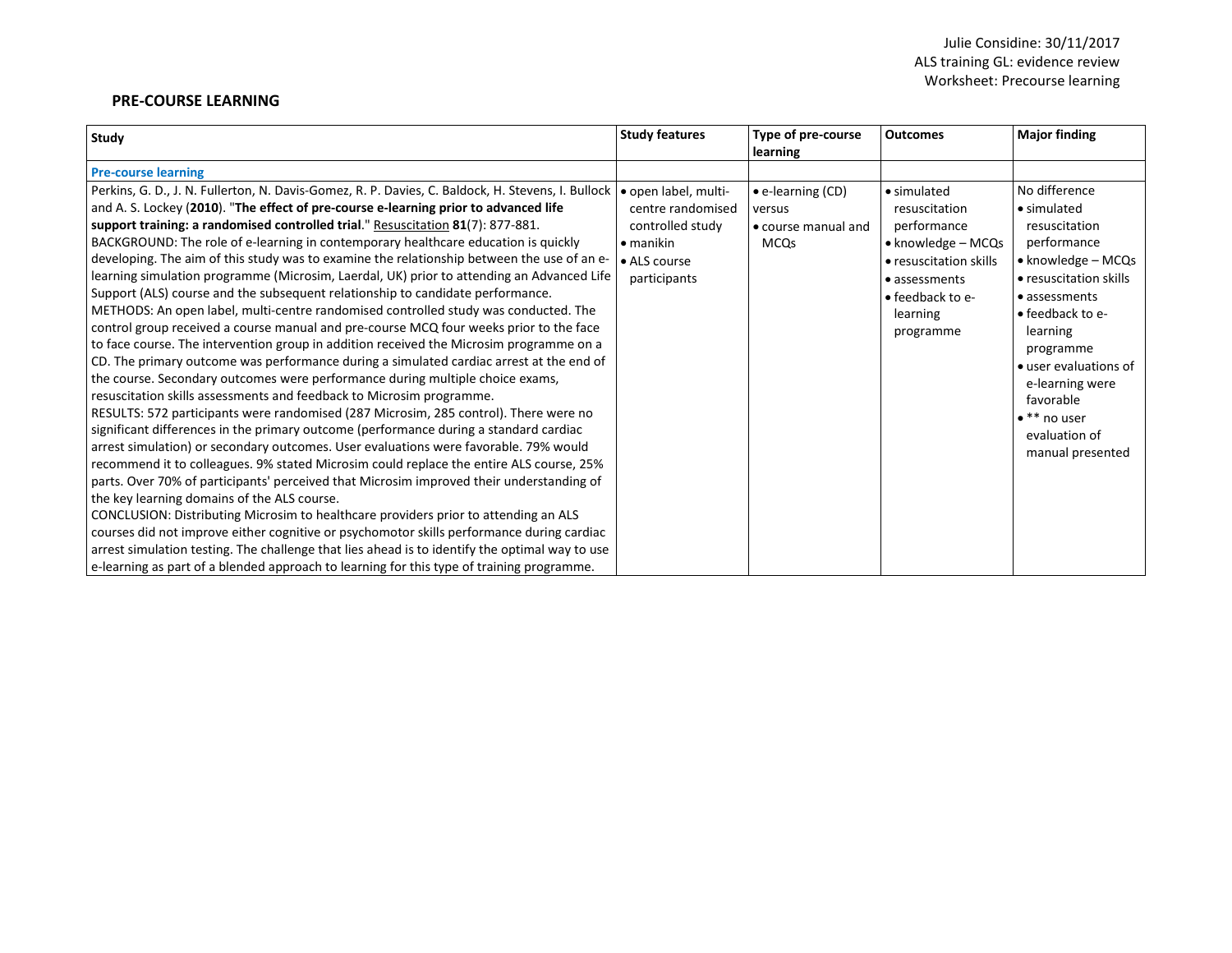Julie Considine: 30/11/2017
ALS training GL: evidence review
Worksheet: Precourse learning

## PRE-COURSE LEARNING

| Study | Study features | Type of pre-course learning | Outcomes | Major finding |
|---|---|---|---|---|
| **Pre-course learning** | | | | |
| Perkins, G. D., J. N. Fullerton, N. Davis-Gomez, R. P. Davies, C. Baldock, H. Stevens, I. Bullock and A. S. Lockey (**2010**). "**The effect of pre-course e-learning prior to advanced life support training: a randomised controlled trial**." Resuscitation **81**(7): 877-881.<br>BACKGROUND: The role of e-learning in contemporary healthcare education is quickly developing. The aim of this study was to examine the relationship between the use of an e-learning simulation programme (Microsim, Laerdal, UK) prior to attending an Advanced Life Support (ALS) course and the subsequent relationship to candidate performance.<br>METHODS: An open label, multi-centre randomised controlled study was conducted. The control group received a course manual and pre-course MCQ four weeks prior to the face to face course. The intervention group in addition received the Microsim programme on a CD. The primary outcome was performance during a simulated cardiac arrest at the end of the course. Secondary outcomes were performance during multiple choice exams, resuscitation skills assessments and feedback to Microsim programme.<br>RESULTS: 572 participants were randomised (287 Microsim, 285 control). There were no significant differences in the primary outcome (performance during a standard cardiac arrest simulation) or secondary outcomes. User evaluations were favorable. 79% would recommend it to colleagues. 9% stated Microsim could replace the entire ALS course, 25% parts. Over 70% of participants' perceived that Microsim improved their understanding of the key learning domains of the ALS course.<br>CONCLUSION: Distributing Microsim to healthcare providers prior to attending an ALS courses did not improve either cognitive or psychomotor skills performance during cardiac arrest simulation testing. The challenge that lies ahead is to identify the optimal way to use e-learning as part of a blended approach to learning for this type of training programme. | • open label, multi-centre randomised controlled study<br>• manikin<br>• ALS course participants | • e-learning (CD) versus<br>• course manual and MCQs | • simulated resuscitation performance<br>• knowledge – MCQs<br>• resuscitation skills<br>• assessments<br>• feedback to e-learning programme | No difference<br>• simulated resuscitation performance<br>• knowledge – MCQs<br>• resuscitation skills<br>• assessments<br>• feedback to e-learning programme<br>• user evaluations of e-learning were favorable<br>• ** no user evaluation of manual presented |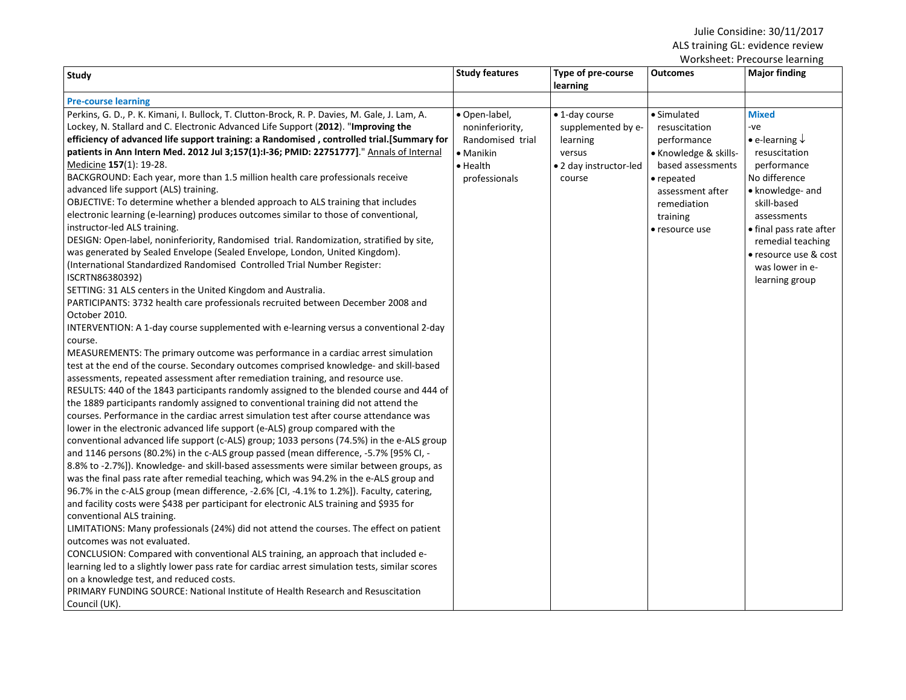Julie Considine: 30/11/2017
ALS training GL: evidence review
Worksheet: Precourse learning

| Study | Study features | Type of pre-course learning | Outcomes | Major finding |
|---|---|---|---|---|
| **Pre-course learning** | | | | |
| Perkins, G. D., P. K. Kimani, I. Bullock, T. Clutton-Brock, R. P. Davies, M. Gale, J. Lam, A. Lockey, N. Stallard and C. Electronic Advanced Life Support (**2012**). "**Improving the efficiency of advanced life support training: a Randomised , controlled trial.[Summary for patients in Ann Intern Med. 2012 Jul 3;157(1):I-36; PMID: 22751777]**." Annals of Internal Medicine **157**(1): 19-28.<br>BACKGROUND: Each year, more than 1.5 million health care professionals receive advanced life support (ALS) training.<br>OBJECTIVE: To determine whether a blended approach to ALS training that includes electronic learning (e-learning) produces outcomes similar to those of conventional, instructor-led ALS training.<br>DESIGN: Open-label, noninferiority, Randomised trial. Randomization, stratified by site, was generated by Sealed Envelope (Sealed Envelope, London, United Kingdom). (International Standardized Randomised Controlled Trial Number Register: ISCRTN86380392)<br>SETTING: 31 ALS centers in the United Kingdom and Australia.<br>PARTICIPANTS: 3732 health care professionals recruited between December 2008 and October 2010.<br>INTERVENTION: A 1-day course supplemented with e-learning versus a conventional 2-day course.<br>MEASUREMENTS: The primary outcome was performance in a cardiac arrest simulation test at the end of the course. Secondary outcomes comprised knowledge- and skill-based assessments, repeated assessment after remediation training, and resource use.<br>RESULTS: 440 of the 1843 participants randomly assigned to the blended course and 444 of the 1889 participants randomly assigned to conventional training did not attend the courses. Performance in the cardiac arrest simulation test after course attendance was lower in the electronic advanced life support (e-ALS) group compared with the conventional advanced life support (c-ALS) group; 1033 persons (74.5%) in the e-ALS group and 1146 persons (80.2%) in the c-ALS group passed (mean difference, -5.7% [95% CI, -8.8% to -2.7%]). Knowledge- and skill-based assessments were similar between groups, as was the final pass rate after remedial teaching, which was 94.2% in the e-ALS group and 96.7% in the c-ALS group (mean difference, -2.6% [CI, -4.1% to 1.2%]). Faculty, catering, and facility costs were $438 per participant for electronic ALS training and $935 for conventional ALS training.<br>LIMITATIONS: Many professionals (24%) did not attend the courses. The effect on patient outcomes was not evaluated.<br>CONCLUSION: Compared with conventional ALS training, an approach that included e-learning led to a slightly lower pass rate for cardiac arrest simulation tests, similar scores on a knowledge test, and reduced costs.<br>PRIMARY FUNDING SOURCE: National Institute of Health Research and Resuscitation Council (UK). | • Open-label, noninferiority, Randomised trial<br>• Manikin<br>• Health professionals | • 1-day course supplemented by e-learning versus<br>• 2 day instructor-led course | • Simulated resuscitation performance<br>• Knowledge & skills-based assessments<br>• repeated assessment after remediation training<br>• resource use | **Mixed**<br>-ve<br>• e-learning ↓ resuscitation performance<br>No difference<br>• knowledge- and skill-based assessments<br>• final pass rate after remedial teaching<br>• resource use & cost was lower in e-learning group |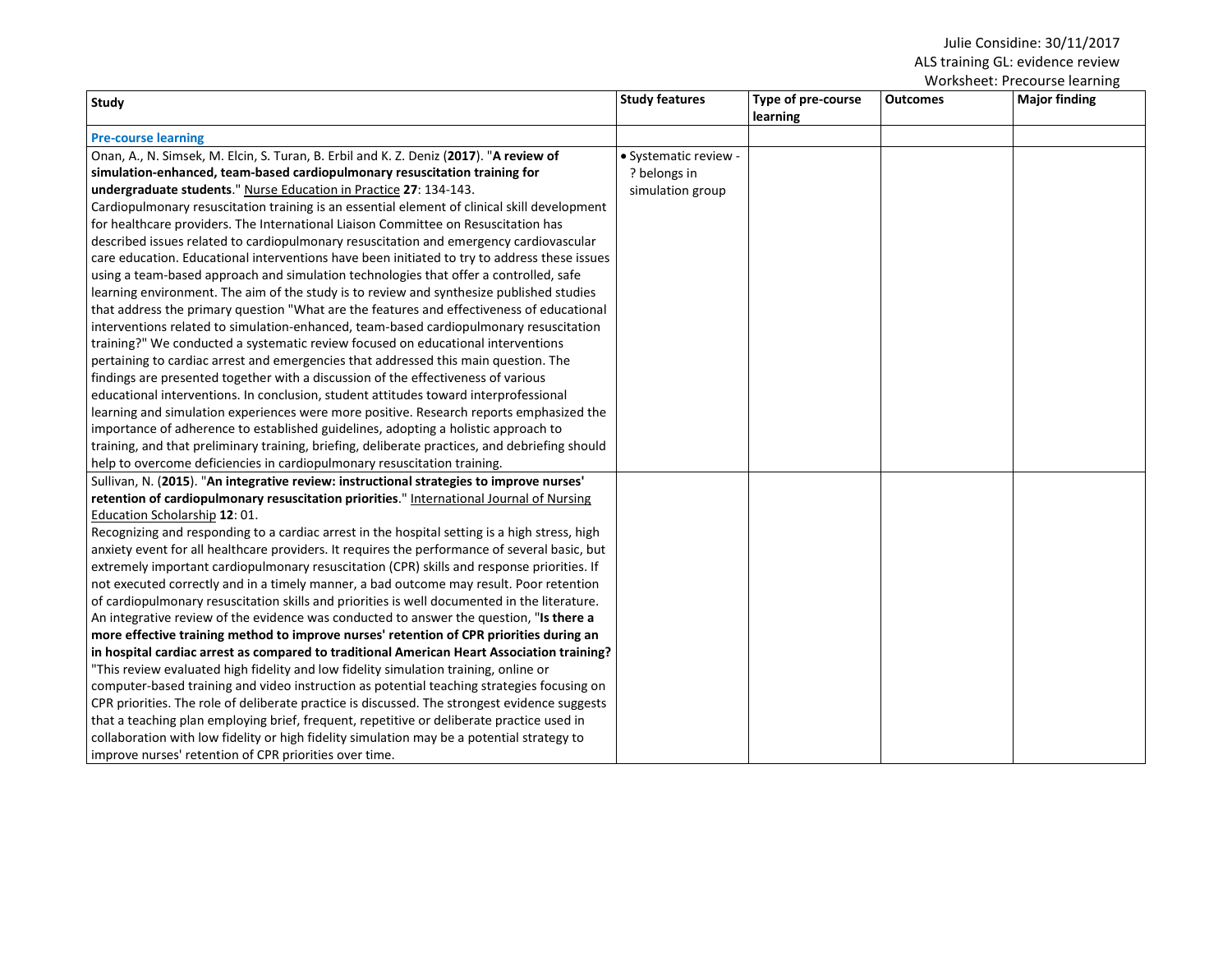Julie Considine: 30/11/2017
ALS training GL: evidence review
Worksheet: Precourse learning

| Study | Study features | Type of pre-course learning | Outcomes | Major finding |
|---|---|---|---|---|
| **Pre-course learning** | | | | |
| Onan, A., N. Simsek, M. Elcin, S. Turan, B. Erbil and K. Z. Deniz (**2017**). "**A review of simulation-enhanced, team-based cardiopulmonary resuscitation training for undergraduate students**." Nurse Education in Practice **27**: 134-143. Cardiopulmonary resuscitation training is an essential element of clinical skill development for healthcare providers. The International Liaison Committee on Resuscitation has described issues related to cardiopulmonary resuscitation and emergency cardiovascular care education. Educational interventions have been initiated to try to address these issues using a team-based approach and simulation technologies that offer a controlled, safe learning environment. The aim of the study is to review and synthesize published studies that address the primary question "What are the features and effectiveness of educational interventions related to simulation-enhanced, team-based cardiopulmonary resuscitation training?" We conducted a systematic review focused on educational interventions pertaining to cardiac arrest and emergencies that addressed this main question. The findings are presented together with a discussion of the effectiveness of various educational interventions. In conclusion, student attitudes toward interprofessional learning and simulation experiences were more positive. Research reports emphasized the importance of adherence to established guidelines, adopting a holistic approach to training, and that preliminary training, briefing, deliberate practices, and debriefing should help to overcome deficiencies in cardiopulmonary resuscitation training. | • Systematic review - ? belongs in simulation group | | | |
| Sullivan, N. (**2015**). "**An integrative review: instructional strategies to improve nurses' retention of cardiopulmonary resuscitation priorities**." International Journal of Nursing Education Scholarship **12**: 01. Recognizing and responding to a cardiac arrest in the hospital setting is a high stress, high anxiety event for all healthcare providers. It requires the performance of several basic, but extremely important cardiopulmonary resuscitation (CPR) skills and response priorities. If not executed correctly and in a timely manner, a bad outcome may result. Poor retention of cardiopulmonary resuscitation skills and priorities is well documented in the literature. An integrative review of the evidence was conducted to answer the question, "**Is there a more effective training method to improve nurses' retention of CPR priorities during an in hospital cardiac arrest as compared to traditional American Heart Association training?** "This review evaluated high fidelity and low fidelity simulation training, online or computer-based training and video instruction as potential teaching strategies focusing on CPR priorities. The role of deliberate practice is discussed. The strongest evidence suggests that a teaching plan employing brief, frequent, repetitive or deliberate practice used in collaboration with low fidelity or high fidelity simulation may be a potential strategy to improve nurses' retention of CPR priorities over time. | | | | |